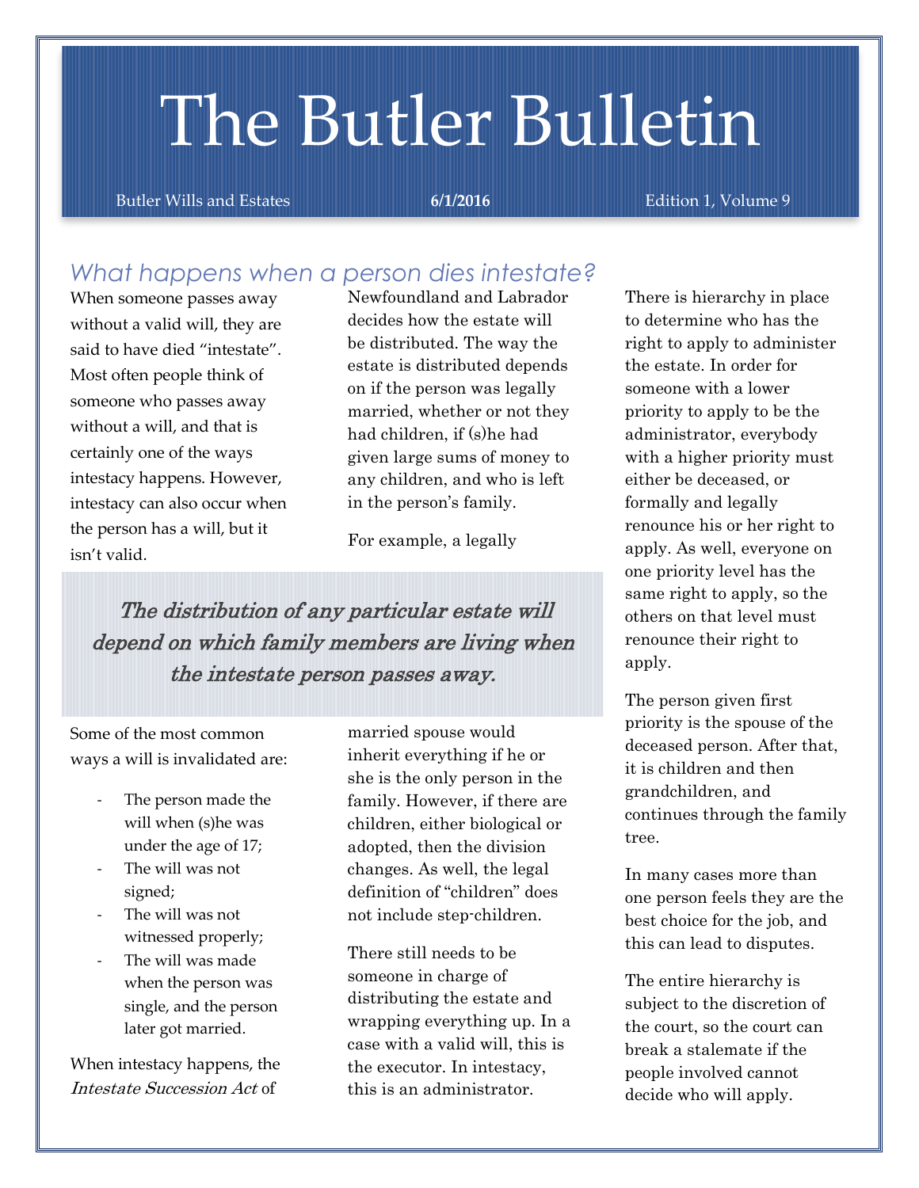# The Butler Bulletin

Butler Wills and Estates **6/1/2016** Edition 1, Volume 9

## *What happens when a person dies intestate?*

When someone passes away without a valid will, they are said to have died "intestate". Most often people think of someone who passes away without a will, and that is certainly one of the ways intestacy happens. However, intestacy can also occur when the person has a will, but it isn't valid.

Some of the most common ways a will is invalidated are:

- The person made the will when (s)he was under the age of 17;
- The will was not signed;
- The will was not witnessed properly;
- The will was made when the person was single, and the person later got married.

When intestacy happens, the *Intestate Succession Act* of Newfoundland and Labrador decides how the estate will be distributed. The way the estate is distributed depends on if the person was legally married, whether or not they had children, if (s)he had given large sums of money to any children, and who is left in the person's family.

For example, a legally married spouse would inherit everything if he or she is the only person in the family. However, if there are children, either biological or adopted, then the division changes. As well, the legal definition of "children" does not include step-children.

> ***The distribution of any particular estate will depend on which family members are living when the intestate person passes away.***

There still needs to be someone in charge of distributing the estate and wrapping everything up. In a case with a valid will, this is the executor. In intestacy, this is an administrator.

There is hierarchy in place to determine who has the right to apply to administer the estate. In order for someone with a lower priority to apply to be the administrator, everybody with a higher priority must either be deceased, or formally and legally renounce his or her right to apply. As well, everyone on one priority level has the same right to apply, so the others on that level must renounce their right to apply.

The person given first priority is the spouse of the deceased person. After that, it is children and then grandchildren, and continues through the family tree.

In many cases more than one person feels they are the best choice for the job, and this can lead to disputes.

The entire hierarchy is subject to the discretion of the court, so the court can break a stalemate if the people involved cannot decide who will apply.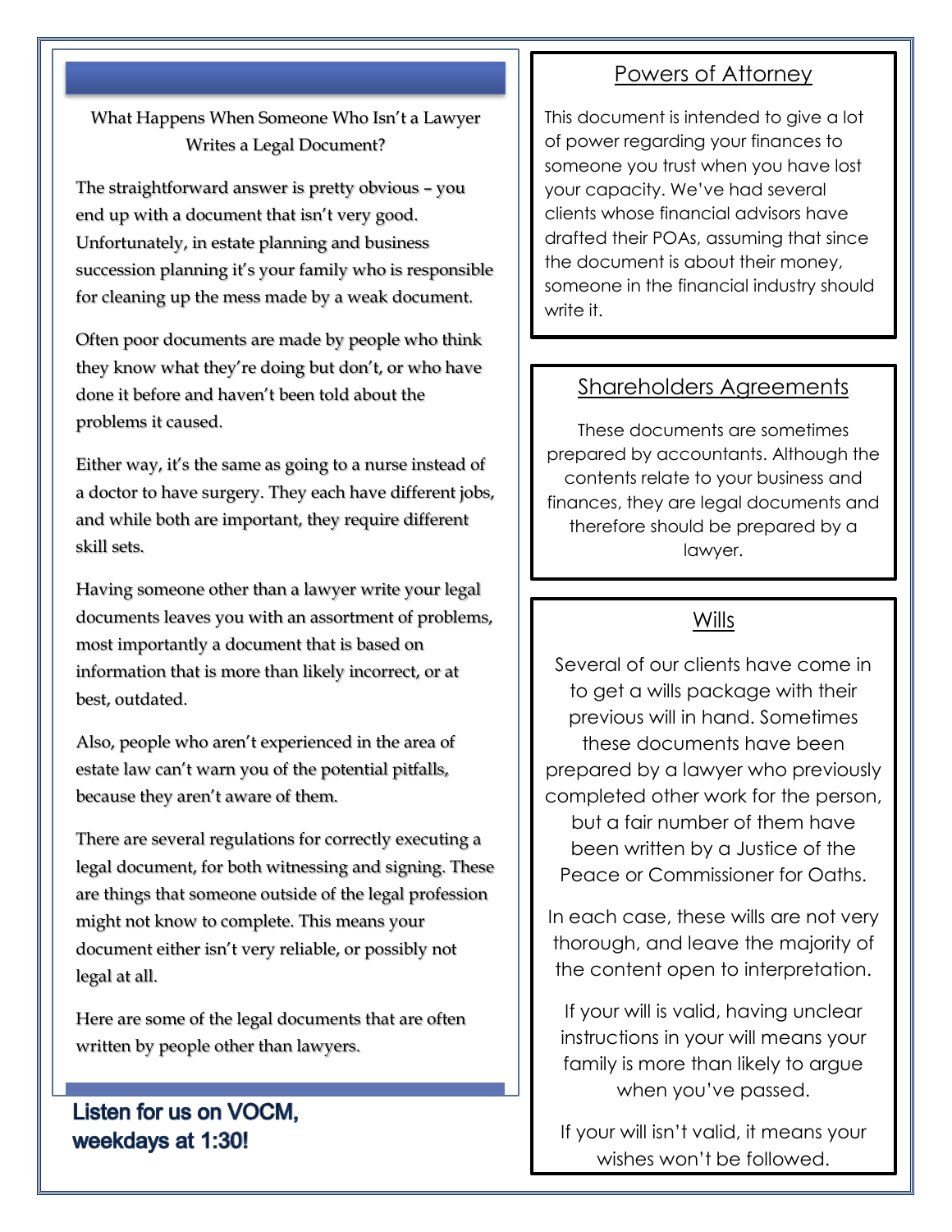## What Happens When Someone Who Isn't a Lawyer Writes a Legal Document?

The straightforward answer is pretty obvious – you end up with a document that isn't very good. Unfortunately, in estate planning and business succession planning it's your family who is responsible for cleaning up the mess made by a weak document.

Often poor documents are made by people who think they know what they're doing but don't, or who have done it before and haven't been told about the problems it caused.

Either way, it's the same as going to a nurse instead of a doctor to have surgery. They each have different jobs, and while both are important, they require different skill sets.

Having someone other than a lawyer write your legal documents leaves you with an assortment of problems, most importantly a document that is based on information that is more than likely incorrect, or at best, outdated.

Also, people who aren't experienced in the area of estate law can't warn you of the potential pitfalls, because they aren't aware of them.

There are several regulations for correctly executing a legal document, for both witnessing and signing. These are things that someone outside of the legal profession might not know to complete. This means your document either isn't very reliable, or possibly not legal at all.

Here are some of the legal documents that are often written by people other than lawyers.

**Listen for us on VOCM, weekdays at 1:30!**

## Powers of Attorney

This document is intended to give a lot of power regarding your finances to someone you trust when you have lost your capacity. We've had several clients whose financial advisors have drafted their POAs, assuming that since the document is about their money, someone in the financial industry should write it.

## Shareholders Agreements

These documents are sometimes prepared by accountants. Although the contents relate to your business and finances, they are legal documents and therefore should be prepared by a lawyer.

## Wills

Several of our clients have come in to get a wills package with their previous will in hand. Sometimes these documents have been prepared by a lawyer who previously completed other work for the person, but a fair number of them have been written by a Justice of the Peace or Commissioner for Oaths.

In each case, these wills are not very thorough, and leave the majority of the content open to interpretation.

If your will is valid, having unclear instructions in your will means your family is more than likely to argue when you've passed.

If your will isn't valid, it means your wishes won't be followed.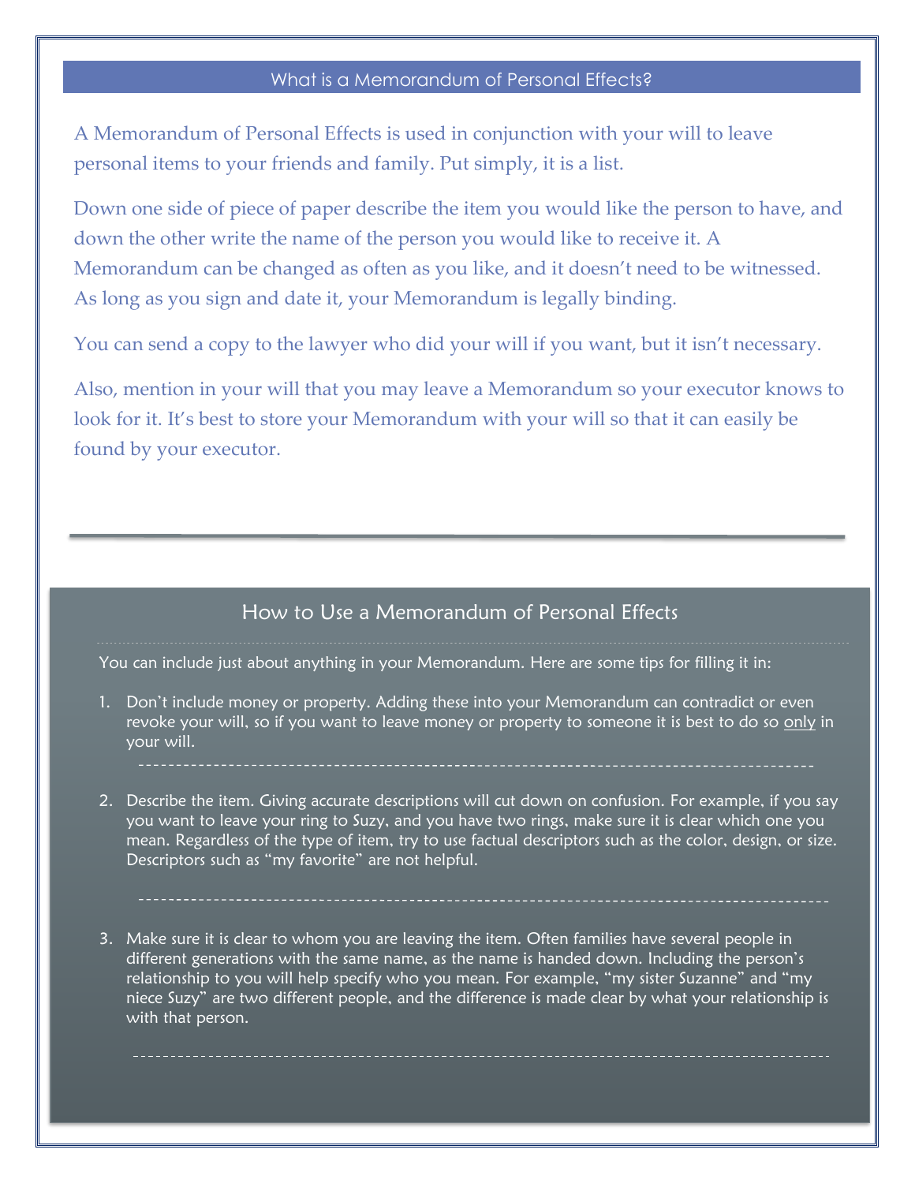## What is a Memorandum of Personal Effects?

A Memorandum of Personal Effects is used in conjunction with your will to leave personal items to your friends and family. Put simply, it is a list.

Down one side of piece of paper describe the item you would like the person to have, and down the other write the name of the person you would like to receive it. A Memorandum can be changed as often as you like, and it doesn't need to be witnessed. As long as you sign and date it, your Memorandum is legally binding.

You can send a copy to the lawyer who did your will if you want, but it isn't necessary.

Also, mention in your will that you may leave a Memorandum so your executor knows to look for it. It's best to store your Memorandum with your will so that it can easily be found by your executor.

---

## How to Use a Memorandum of Personal Effects

You can include just about anything in your Memorandum. Here are some tips for filling it in:

1. Don't include money or property. Adding these into your Memorandum can contradict or even revoke your will, so if you want to leave money or property to someone it is best to do so <u>only</u> in your will.

2. Describe the item. Giving accurate descriptions will cut down on confusion. For example, if you say you want to leave your ring to Suzy, and you have two rings, make sure it is clear which one you mean. Regardless of the type of item, try to use factual descriptors such as the color, design, or size. Descriptors such as "my favorite" are not helpful.

3. Make sure it is clear to whom you are leaving the item. Often families have several people in different generations with the same name, as the name is handed down. Including the person's relationship to you will help specify who you mean. For example, "my sister Suzanne" and "my niece Suzy" are two different people, and the difference is made clear by what your relationship is with that person.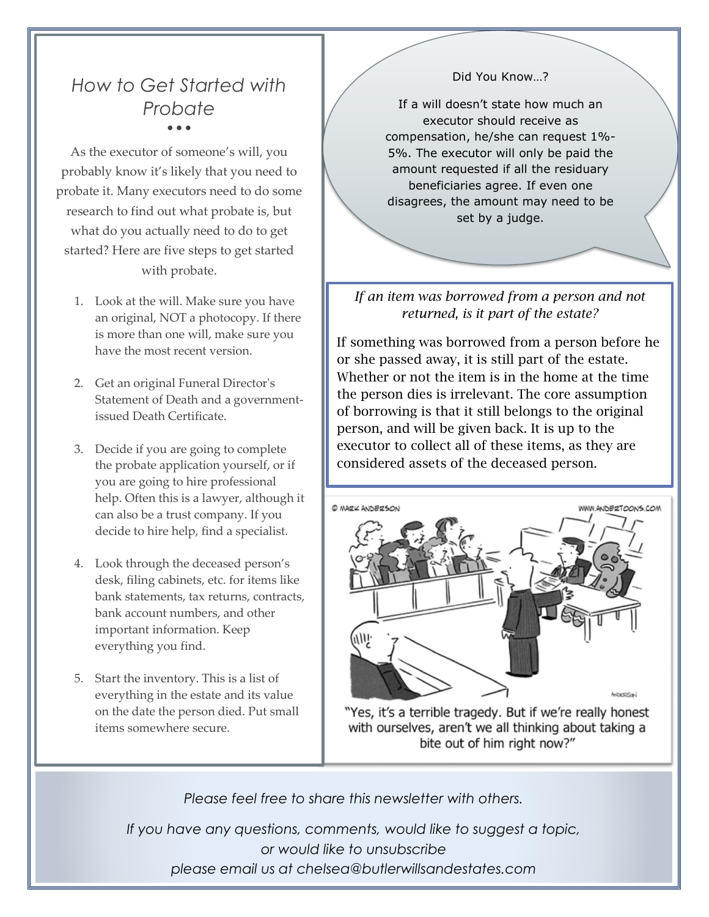# How to Get Started with Probate

As the executor of someone's will, you probably know it's likely that you need to probate it. Many executors need to do some research to find out what probate is, but what do you actually need to do to get started? Here are five steps to get started with probate.

1. Look at the will. Make sure you have an original, NOT a photocopy. If there is more than one will, make sure you have the most recent version.
2. Get an original Funeral Director's Statement of Death and a government-issued Death Certificate.
3. Decide if you are going to complete the probate application yourself, or if you are going to hire professional help. Often this is a lawyer, although it can also be a trust company. If you decide to hire help, find a specialist.
4. Look through the deceased person's desk, filing cabinets, etc. for items like bank statements, tax returns, contracts, bank account numbers, and other important information. Keep everything you find.
5. Start the inventory. This is a list of everything in the estate and its value on the date the person died. Put small items somewhere secure.

Did You Know…?

If a will doesn't state how much an executor should receive as compensation, he/she can request 1%-5%. The executor will only be paid the amount requested if all the residuary beneficiaries agree. If even one disagrees, the amount may need to be set by a judge.

*If an item was borrowed from a person and not returned, is it part of the estate?*

If something was borrowed from a person before he or she passed away, it is still part of the estate. Whether or not the item is in the home at the time the person dies is irrelevant. The core assumption of borrowing is that it still belongs to the original person, and will be given back. It is up to the executor to collect all of these items, as they are considered assets of the deceased person.

"Yes, it's a terrible tragedy. But if we're really honest with ourselves, aren't we all thinking about taking a bite out of him right now?"

*Please feel free to share this newsletter with others.*

*If you have any questions, comments, would like to suggest a topic, or would like to unsubscribe please email us at chelsea@butlerwillsandestates.com*